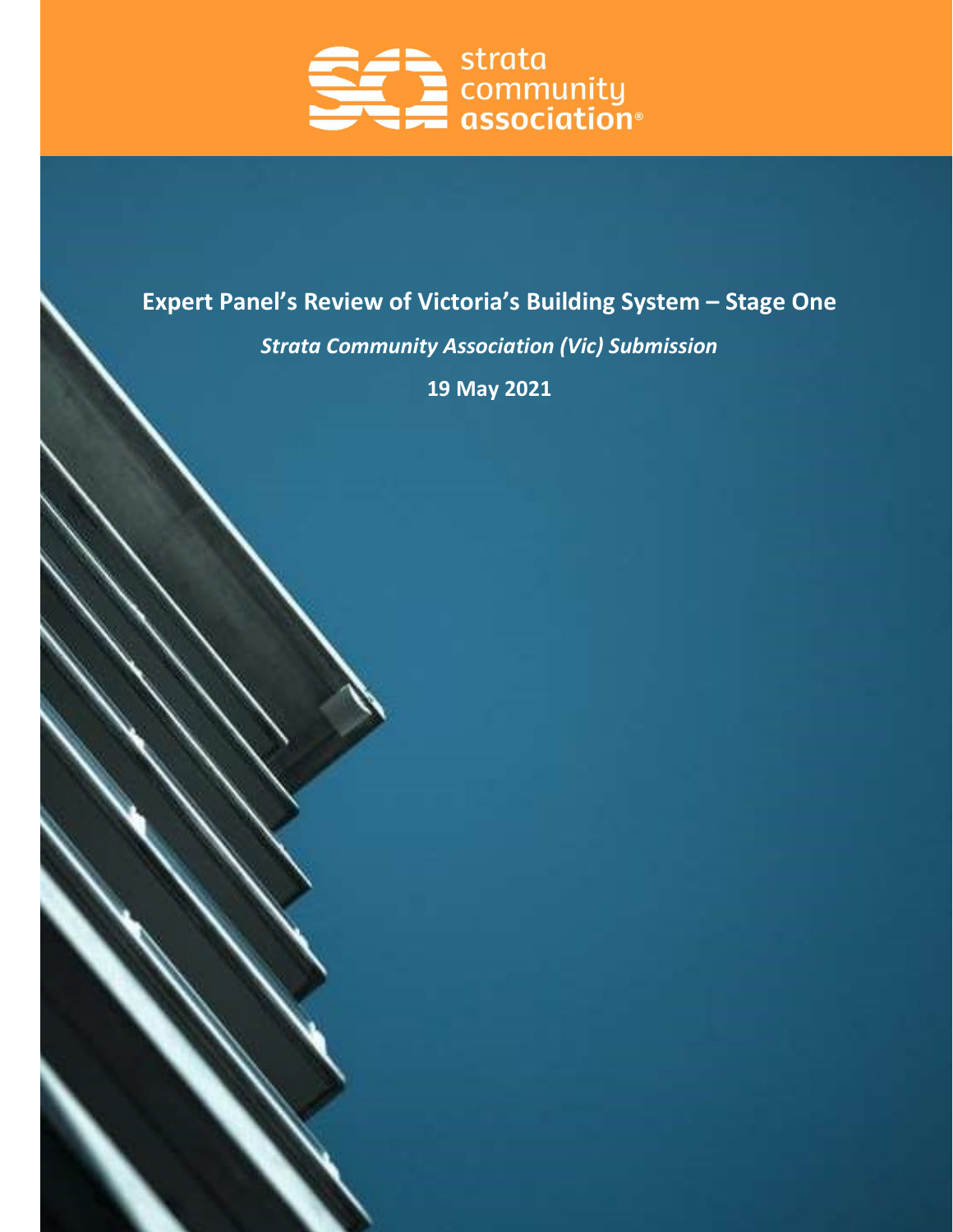strata community association®

# Expert Panel's Review of Victoria's Building System – Stage One

*Strata Community Association (Vic) Submission*

**19 May 2021**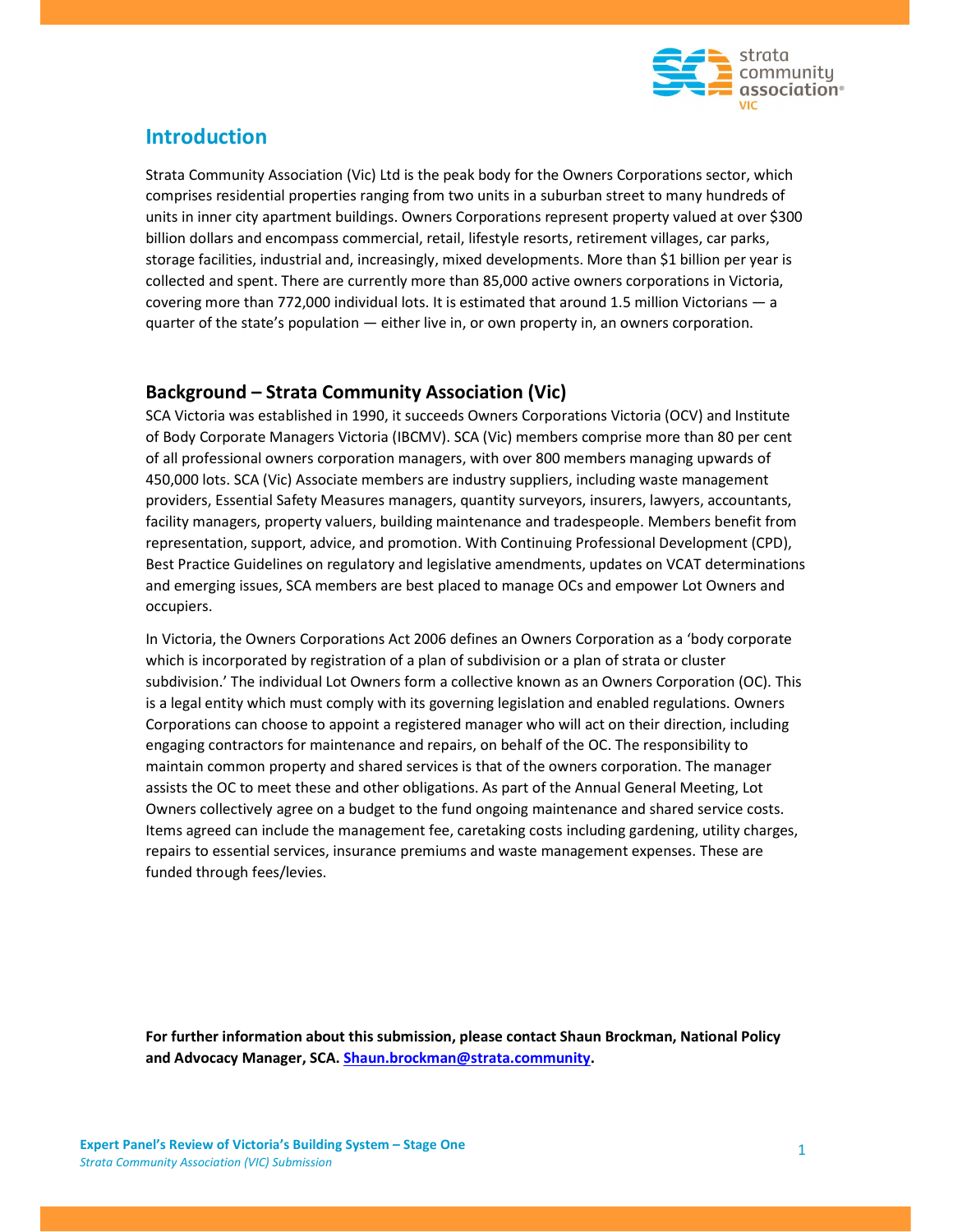## Introduction

Strata Community Association (Vic) Ltd is the peak body for the Owners Corporations sector, which comprises residential properties ranging from two units in a suburban street to many hundreds of units in inner city apartment buildings. Owners Corporations represent property valued at over $300 billion dollars and encompass commercial, retail, lifestyle resorts, retirement villages, car parks, storage facilities, industrial and, increasingly, mixed developments. More than $1 billion per year is collected and spent. There are currently more than 85,000 active owners corporations in Victoria, covering more than 772,000 individual lots. It is estimated that around 1.5 million Victorians — a quarter of the state's population — either live in, or own property in, an owners corporation.

### Background – Strata Community Association (Vic)

SCA Victoria was established in 1990, it succeeds Owners Corporations Victoria (OCV) and Institute of Body Corporate Managers Victoria (IBCMV). SCA (Vic) members comprise more than 80 per cent of all professional owners corporation managers, with over 800 members managing upwards of 450,000 lots. SCA (Vic) Associate members are industry suppliers, including waste management providers, Essential Safety Measures managers, quantity surveyors, insurers, lawyers, accountants, facility managers, property valuers, building maintenance and tradespeople. Members benefit from representation, support, advice, and promotion. With Continuing Professional Development (CPD), Best Practice Guidelines on regulatory and legislative amendments, updates on VCAT determinations and emerging issues, SCA members are best placed to manage OCs and empower Lot Owners and occupiers.

In Victoria, the Owners Corporations Act 2006 defines an Owners Corporation as a 'body corporate which is incorporated by registration of a plan of subdivision or a plan of strata or cluster subdivision.' The individual Lot Owners form a collective known as an Owners Corporation (OC). This is a legal entity which must comply with its governing legislation and enabled regulations. Owners Corporations can choose to appoint a registered manager who will act on their direction, including engaging contractors for maintenance and repairs, on behalf of the OC. The responsibility to maintain common property and shared services is that of the owners corporation. The manager assists the OC to meet these and other obligations. As part of the Annual General Meeting, Lot Owners collectively agree on a budget to the fund ongoing maintenance and shared service costs. Items agreed can include the management fee, caretaking costs including gardening, utility charges, repairs to essential services, insurance premiums and waste management expenses. These are funded through fees/levies.

**For further information about this submission, please contact Shaun Brockman, National Policy and Advocacy Manager, SCA. [Shaun.brockman@strata.community](mailto:Shaun.brockman@strata.community).**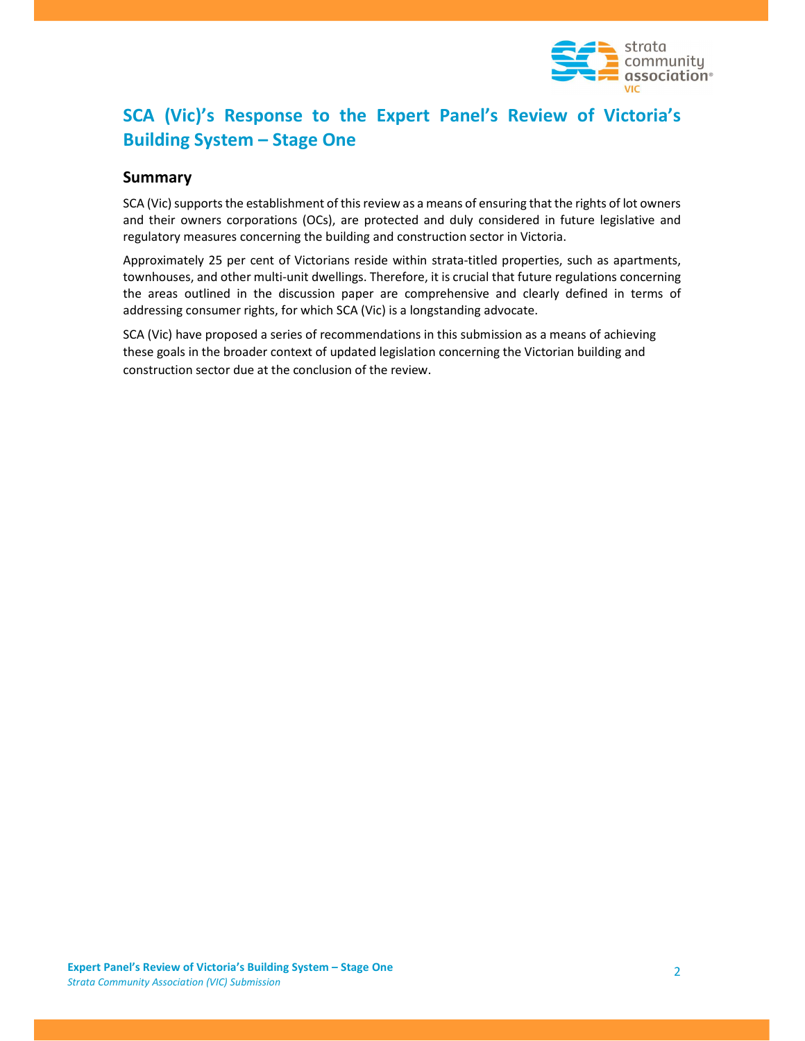# SCA (Vic)'s Response to the Expert Panel's Review of Victoria's Building System – Stage One

## Summary

SCA (Vic) supports the establishment of this review as a means of ensuring that the rights of lot owners and their owners corporations (OCs), are protected and duly considered in future legislative and regulatory measures concerning the building and construction sector in Victoria.

Approximately 25 per cent of Victorians reside within strata-titled properties, such as apartments, townhouses, and other multi-unit dwellings. Therefore, it is crucial that future regulations concerning the areas outlined in the discussion paper are comprehensive and clearly defined in terms of addressing consumer rights, for which SCA (Vic) is a longstanding advocate.

SCA (Vic) have proposed a series of recommendations in this submission as a means of achieving these goals in the broader context of updated legislation concerning the Victorian building and construction sector due at the conclusion of the review.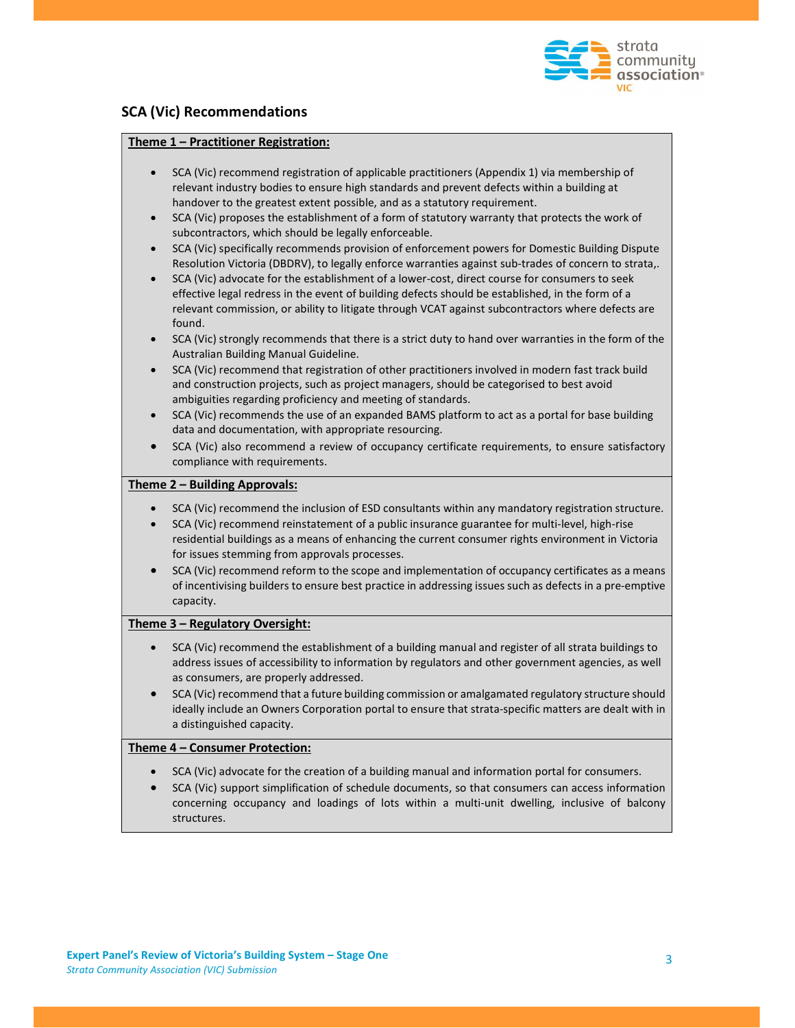## SCA (Vic) Recommendations

**Theme 1 – Practitioner Registration:**

- SCA (Vic) recommend registration of applicable practitioners (Appendix 1) via membership of relevant industry bodies to ensure high standards and prevent defects within a building at handover to the greatest extent possible, and as a statutory requirement.
- SCA (Vic) proposes the establishment of a form of statutory warranty that protects the work of subcontractors, which should be legally enforceable.
- SCA (Vic) specifically recommends provision of enforcement powers for Domestic Building Dispute Resolution Victoria (DBDRV), to legally enforce warranties against sub-trades of concern to strata,.
- SCA (Vic) advocate for the establishment of a lower-cost, direct course for consumers to seek effective legal redress in the event of building defects should be established, in the form of a relevant commission, or ability to litigate through VCAT against subcontractors where defects are found.
- SCA (Vic) strongly recommends that there is a strict duty to hand over warranties in the form of the Australian Building Manual Guideline.
- SCA (Vic) recommend that registration of other practitioners involved in modern fast track build and construction projects, such as project managers, should be categorised to best avoid ambiguities regarding proficiency and meeting of standards.
- SCA (Vic) recommends the use of an expanded BAMS platform to act as a portal for base building data and documentation, with appropriate resourcing.
- SCA (Vic) also recommend a review of occupancy certificate requirements, to ensure satisfactory compliance with requirements.

**Theme 2 – Building Approvals:**

- SCA (Vic) recommend the inclusion of ESD consultants within any mandatory registration structure.
- SCA (Vic) recommend reinstatement of a public insurance guarantee for multi-level, high-rise residential buildings as a means of enhancing the current consumer rights environment in Victoria for issues stemming from approvals processes.
- SCA (Vic) recommend reform to the scope and implementation of occupancy certificates as a means of incentivising builders to ensure best practice in addressing issues such as defects in a pre-emptive capacity.

**Theme 3 – Regulatory Oversight:**

- SCA (Vic) recommend the establishment of a building manual and register of all strata buildings to address issues of accessibility to information by regulators and other government agencies, as well as consumers, are properly addressed.
- SCA (Vic) recommend that a future building commission or amalgamated regulatory structure should ideally include an Owners Corporation portal to ensure that strata-specific matters are dealt with in a distinguished capacity.

**Theme 4 – Consumer Protection:**

- SCA (Vic) advocate for the creation of a building manual and information portal for consumers.
- SCA (Vic) support simplification of schedule documents, so that consumers can access information concerning occupancy and loadings of lots within a multi-unit dwelling, inclusive of balcony structures.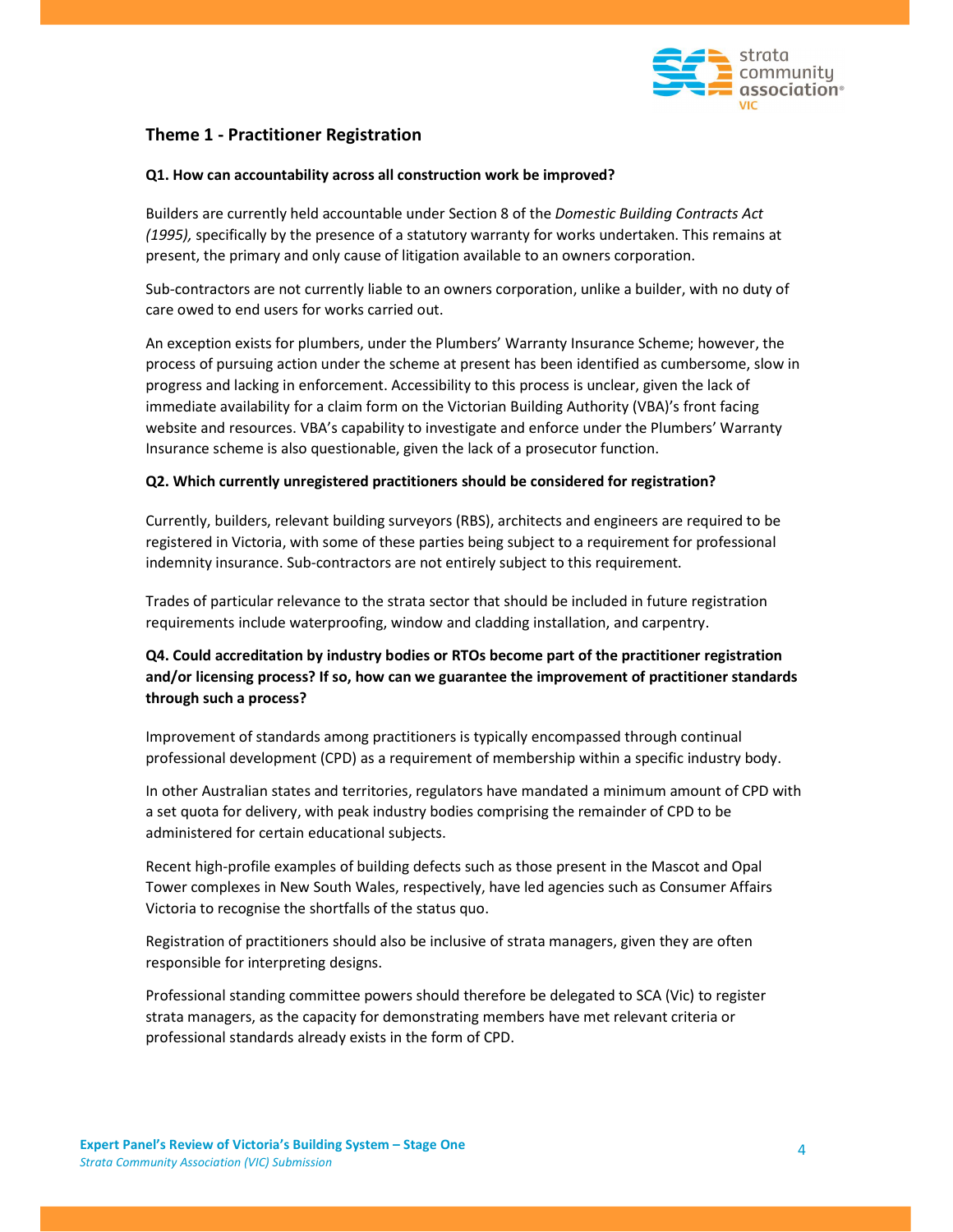## Theme 1 - Practitioner Registration

**Q1. How can accountability across all construction work be improved?**

Builders are currently held accountable under Section 8 of the *Domestic Building Contracts Act (1995),* specifically by the presence of a statutory warranty for works undertaken. This remains at present, the primary and only cause of litigation available to an owners corporation.

Sub-contractors are not currently liable to an owners corporation, unlike a builder, with no duty of care owed to end users for works carried out.

An exception exists for plumbers, under the Plumbers' Warranty Insurance Scheme; however, the process of pursuing action under the scheme at present has been identified as cumbersome, slow in progress and lacking in enforcement. Accessibility to this process is unclear, given the lack of immediate availability for a claim form on the Victorian Building Authority (VBA)'s front facing website and resources. VBA's capability to investigate and enforce under the Plumbers' Warranty Insurance scheme is also questionable, given the lack of a prosecutor function.

**Q2. Which currently unregistered practitioners should be considered for registration?**

Currently, builders, relevant building surveyors (RBS), architects and engineers are required to be registered in Victoria, with some of these parties being subject to a requirement for professional indemnity insurance. Sub-contractors are not entirely subject to this requirement.

Trades of particular relevance to the strata sector that should be included in future registration requirements include waterproofing, window and cladding installation, and carpentry.

**Q4. Could accreditation by industry bodies or RTOs become part of the practitioner registration and/or licensing process? If so, how can we guarantee the improvement of practitioner standards through such a process?**

Improvement of standards among practitioners is typically encompassed through continual professional development (CPD) as a requirement of membership within a specific industry body.

In other Australian states and territories, regulators have mandated a minimum amount of CPD with a set quota for delivery, with peak industry bodies comprising the remainder of CPD to be administered for certain educational subjects.

Recent high-profile examples of building defects such as those present in the Mascot and Opal Tower complexes in New South Wales, respectively, have led agencies such as Consumer Affairs Victoria to recognise the shortfalls of the status quo.

Registration of practitioners should also be inclusive of strata managers, given they are often responsible for interpreting designs.

Professional standing committee powers should therefore be delegated to SCA (Vic) to register strata managers, as the capacity for demonstrating members have met relevant criteria or professional standards already exists in the form of CPD.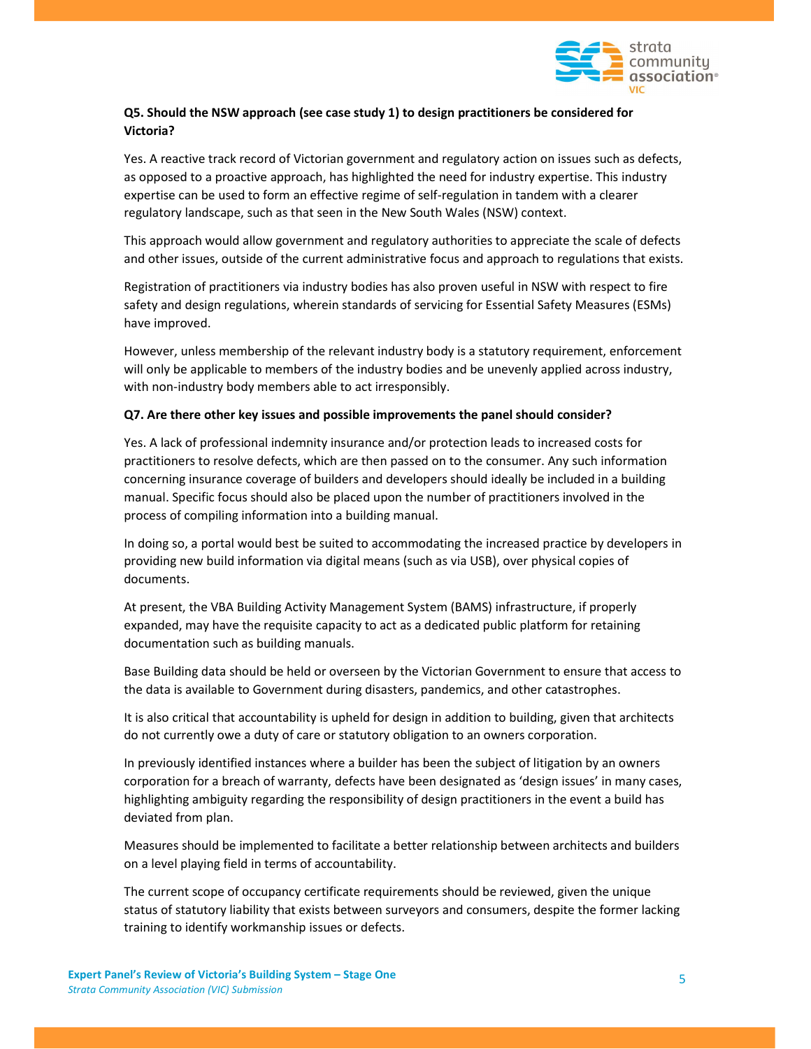**Q5. Should the NSW approach (see case study 1) to design practitioners be considered for Victoria?**

Yes. A reactive track record of Victorian government and regulatory action on issues such as defects, as opposed to a proactive approach, has highlighted the need for industry expertise. This industry expertise can be used to form an effective regime of self-regulation in tandem with a clearer regulatory landscape, such as that seen in the New South Wales (NSW) context.

This approach would allow government and regulatory authorities to appreciate the scale of defects and other issues, outside of the current administrative focus and approach to regulations that exists.

Registration of practitioners via industry bodies has also proven useful in NSW with respect to fire safety and design regulations, wherein standards of servicing for Essential Safety Measures (ESMs) have improved.

However, unless membership of the relevant industry body is a statutory requirement, enforcement will only be applicable to members of the industry bodies and be unevenly applied across industry, with non-industry body members able to act irresponsibly.

**Q7. Are there other key issues and possible improvements the panel should consider?**

Yes. A lack of professional indemnity insurance and/or protection leads to increased costs for practitioners to resolve defects, which are then passed on to the consumer. Any such information concerning insurance coverage of builders and developers should ideally be included in a building manual. Specific focus should also be placed upon the number of practitioners involved in the process of compiling information into a building manual.

In doing so, a portal would best be suited to accommodating the increased practice by developers in providing new build information via digital means (such as via USB), over physical copies of documents.

At present, the VBA Building Activity Management System (BAMS) infrastructure, if properly expanded, may have the requisite capacity to act as a dedicated public platform for retaining documentation such as building manuals.

Base Building data should be held or overseen by the Victorian Government to ensure that access to the data is available to Government during disasters, pandemics, and other catastrophes.

It is also critical that accountability is upheld for design in addition to building, given that architects do not currently owe a duty of care or statutory obligation to an owners corporation.

In previously identified instances where a builder has been the subject of litigation by an owners corporation for a breach of warranty, defects have been designated as 'design issues' in many cases, highlighting ambiguity regarding the responsibility of design practitioners in the event a build has deviated from plan.

Measures should be implemented to facilitate a better relationship between architects and builders on a level playing field in terms of accountability.

The current scope of occupancy certificate requirements should be reviewed, given the unique status of statutory liability that exists between surveyors and consumers, despite the former lacking training to identify workmanship issues or defects.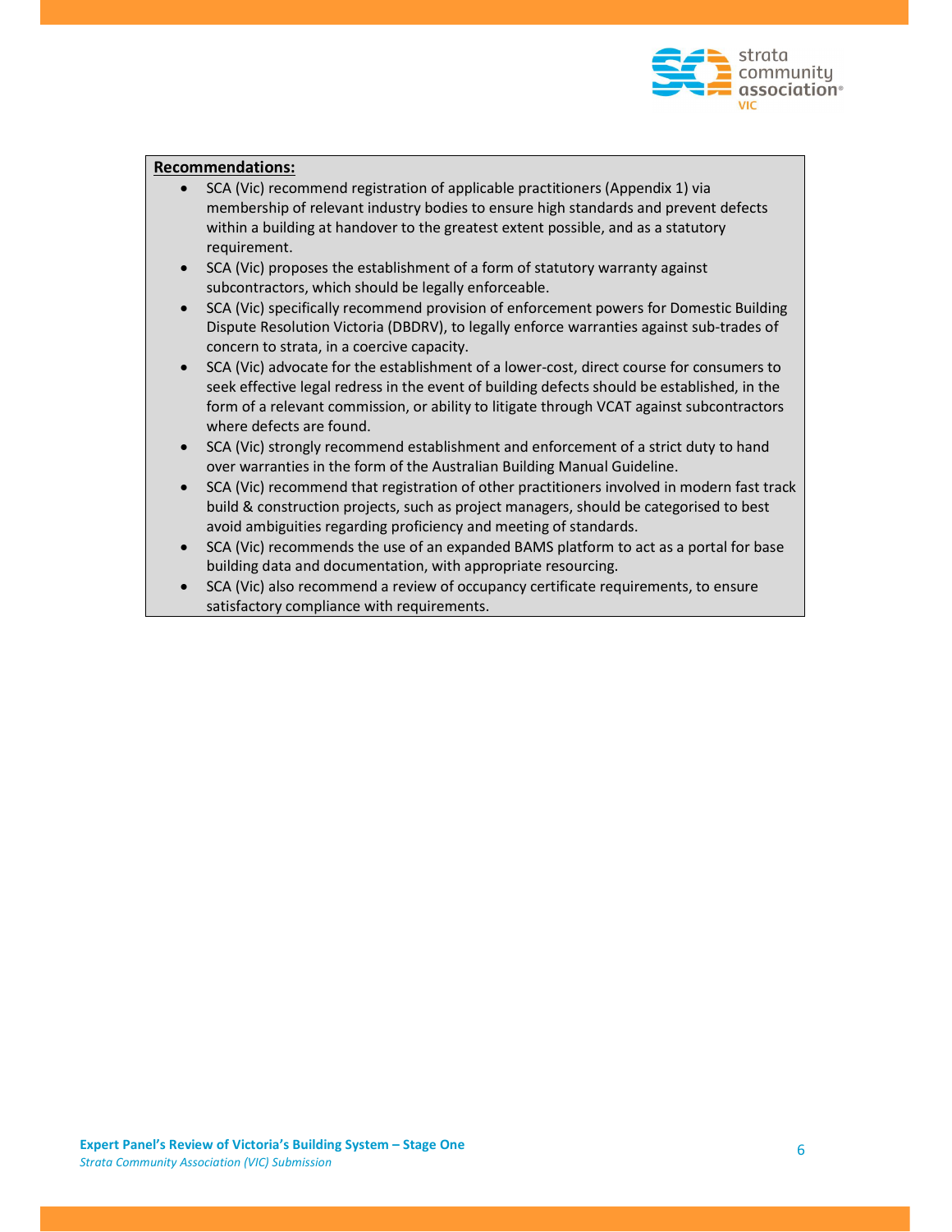**Recommendations:**

- SCA (Vic) recommend registration of applicable practitioners (Appendix 1) via membership of relevant industry bodies to ensure high standards and prevent defects within a building at handover to the greatest extent possible, and as a statutory requirement.
- SCA (Vic) proposes the establishment of a form of statutory warranty against subcontractors, which should be legally enforceable.
- SCA (Vic) specifically recommend provision of enforcement powers for Domestic Building Dispute Resolution Victoria (DBDRV), to legally enforce warranties against sub-trades of concern to strata, in a coercive capacity.
- SCA (Vic) advocate for the establishment of a lower-cost, direct course for consumers to seek effective legal redress in the event of building defects should be established, in the form of a relevant commission, or ability to litigate through VCAT against subcontractors where defects are found.
- SCA (Vic) strongly recommend establishment and enforcement of a strict duty to hand over warranties in the form of the Australian Building Manual Guideline.
- SCA (Vic) recommend that registration of other practitioners involved in modern fast track build & construction projects, such as project managers, should be categorised to best avoid ambiguities regarding proficiency and meeting of standards.
- SCA (Vic) recommends the use of an expanded BAMS platform to act as a portal for base building data and documentation, with appropriate resourcing.
- SCA (Vic) also recommend a review of occupancy certificate requirements, to ensure satisfactory compliance with requirements.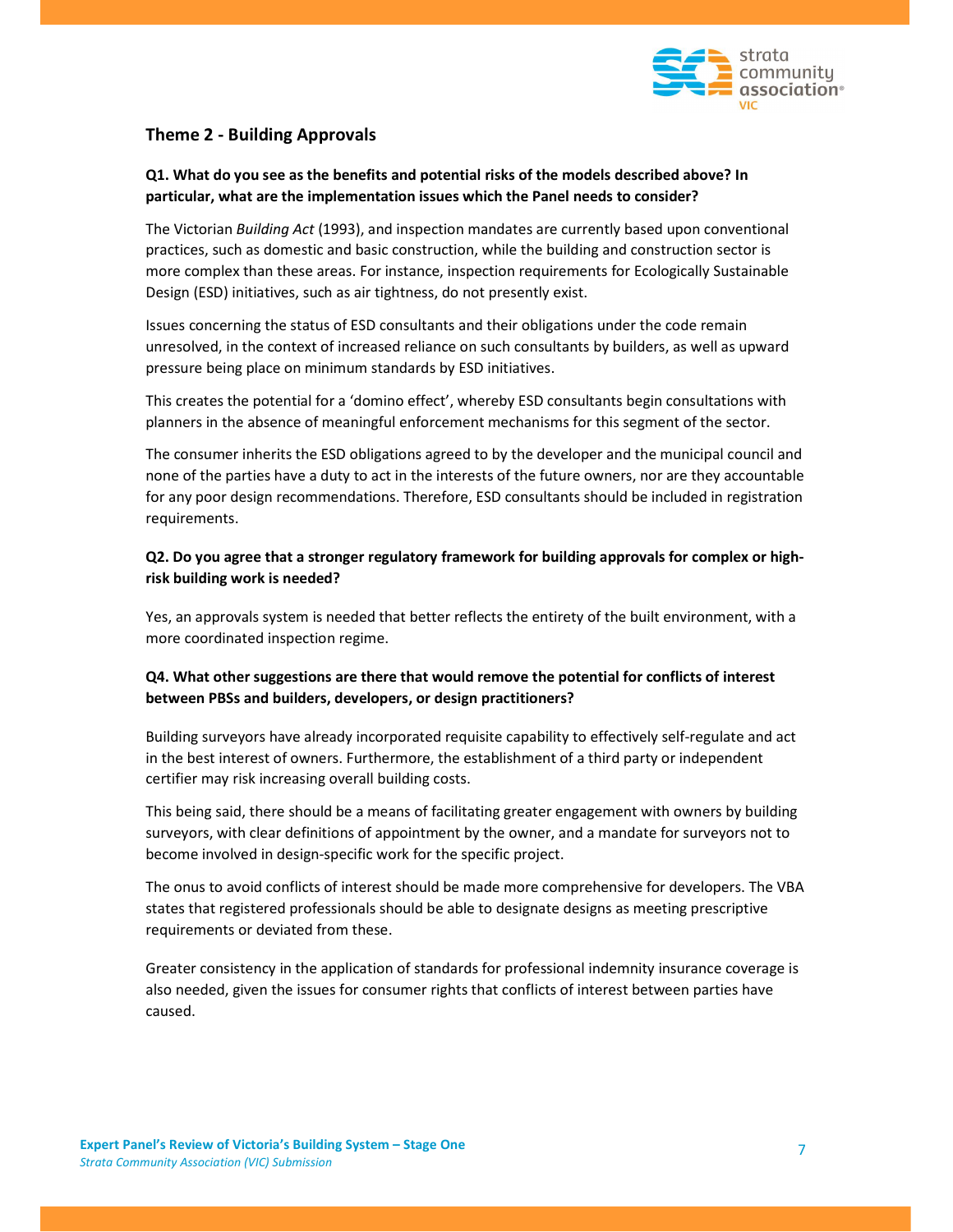## Theme 2 - Building Approvals

**Q1. What do you see as the benefits and potential risks of the models described above? In particular, what are the implementation issues which the Panel needs to consider?**

The Victorian *Building Act* (1993), and inspection mandates are currently based upon conventional practices, such as domestic and basic construction, while the building and construction sector is more complex than these areas. For instance, inspection requirements for Ecologically Sustainable Design (ESD) initiatives, such as air tightness, do not presently exist.

Issues concerning the status of ESD consultants and their obligations under the code remain unresolved, in the context of increased reliance on such consultants by builders, as well as upward pressure being place on minimum standards by ESD initiatives.

This creates the potential for a 'domino effect', whereby ESD consultants begin consultations with planners in the absence of meaningful enforcement mechanisms for this segment of the sector.

The consumer inherits the ESD obligations agreed to by the developer and the municipal council and none of the parties have a duty to act in the interests of the future owners, nor are they accountable for any poor design recommendations. Therefore, ESD consultants should be included in registration requirements.

**Q2. Do you agree that a stronger regulatory framework for building approvals for complex or high-risk building work is needed?**

Yes, an approvals system is needed that better reflects the entirety of the built environment, with a more coordinated inspection regime.

**Q4. What other suggestions are there that would remove the potential for conflicts of interest between PBSs and builders, developers, or design practitioners?**

Building surveyors have already incorporated requisite capability to effectively self-regulate and act in the best interest of owners. Furthermore, the establishment of a third party or independent certifier may risk increasing overall building costs.

This being said, there should be a means of facilitating greater engagement with owners by building surveyors, with clear definitions of appointment by the owner, and a mandate for surveyors not to become involved in design-specific work for the specific project.

The onus to avoid conflicts of interest should be made more comprehensive for developers. The VBA states that registered professionals should be able to designate designs as meeting prescriptive requirements or deviated from these.

Greater consistency in the application of standards for professional indemnity insurance coverage is also needed, given the issues for consumer rights that conflicts of interest between parties have caused.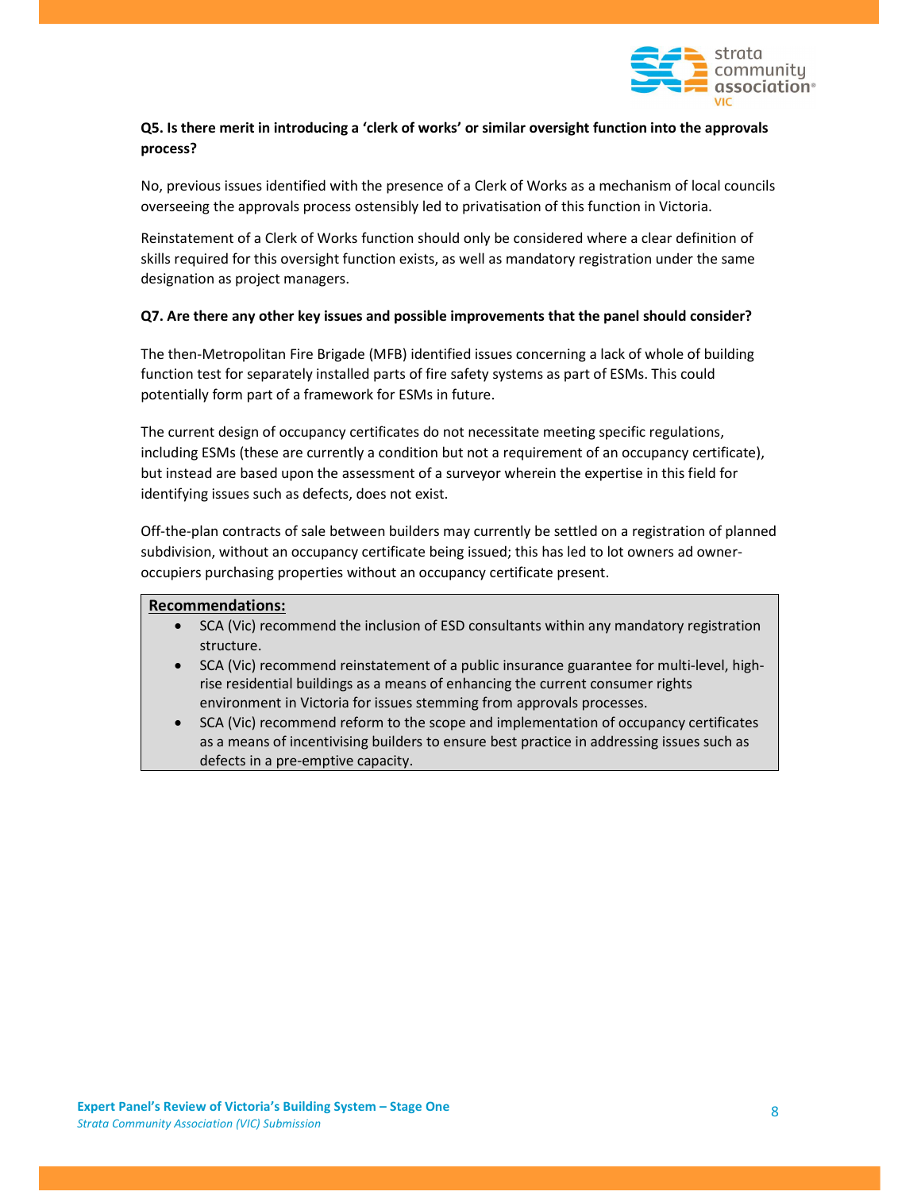**Q5. Is there merit in introducing a 'clerk of works' or similar oversight function into the approvals process?**

No, previous issues identified with the presence of a Clerk of Works as a mechanism of local councils overseeing the approvals process ostensibly led to privatisation of this function in Victoria.

Reinstatement of a Clerk of Works function should only be considered where a clear definition of skills required for this oversight function exists, as well as mandatory registration under the same designation as project managers.

**Q7. Are there any other key issues and possible improvements that the panel should consider?**

The then-Metropolitan Fire Brigade (MFB) identified issues concerning a lack of whole of building function test for separately installed parts of fire safety systems as part of ESMs. This could potentially form part of a framework for ESMs in future.

The current design of occupancy certificates do not necessitate meeting specific regulations, including ESMs (these are currently a condition but not a requirement of an occupancy certificate), but instead are based upon the assessment of a surveyor wherein the expertise in this field for identifying issues such as defects, does not exist.

Off-the-plan contracts of sale between builders may currently be settled on a registration of planned subdivision, without an occupancy certificate being issued; this has led to lot owners ad owner-occupiers purchasing properties without an occupancy certificate present.

**Recommendations:**

- SCA (Vic) recommend the inclusion of ESD consultants within any mandatory registration structure.
- SCA (Vic) recommend reinstatement of a public insurance guarantee for multi-level, high-rise residential buildings as a means of enhancing the current consumer rights environment in Victoria for issues stemming from approvals processes.
- SCA (Vic) recommend reform to the scope and implementation of occupancy certificates as a means of incentivising builders to ensure best practice in addressing issues such as defects in a pre-emptive capacity.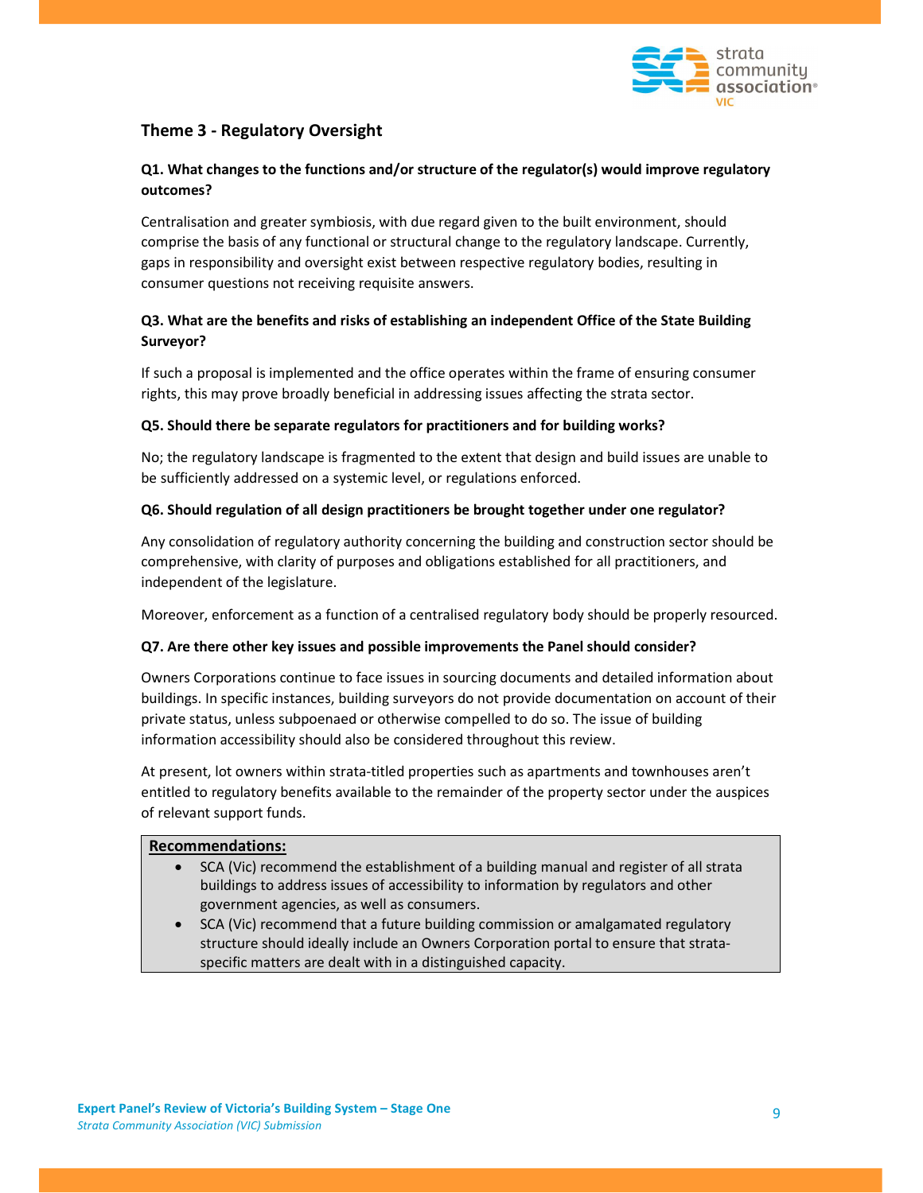## Theme 3 - Regulatory Oversight

**Q1. What changes to the functions and/or structure of the regulator(s) would improve regulatory outcomes?**

Centralisation and greater symbiosis, with due regard given to the built environment, should comprise the basis of any functional or structural change to the regulatory landscape. Currently, gaps in responsibility and oversight exist between respective regulatory bodies, resulting in consumer questions not receiving requisite answers.

**Q3. What are the benefits and risks of establishing an independent Office of the State Building Surveyor?**

If such a proposal is implemented and the office operates within the frame of ensuring consumer rights, this may prove broadly beneficial in addressing issues affecting the strata sector.

**Q5. Should there be separate regulators for practitioners and for building works?**

No; the regulatory landscape is fragmented to the extent that design and build issues are unable to be sufficiently addressed on a systemic level, or regulations enforced.

**Q6. Should regulation of all design practitioners be brought together under one regulator?**

Any consolidation of regulatory authority concerning the building and construction sector should be comprehensive, with clarity of purposes and obligations established for all practitioners, and independent of the legislature.

Moreover, enforcement as a function of a centralised regulatory body should be properly resourced.

**Q7. Are there other key issues and possible improvements the Panel should consider?**

Owners Corporations continue to face issues in sourcing documents and detailed information about buildings. In specific instances, building surveyors do not provide documentation on account of their private status, unless subpoenaed or otherwise compelled to do so. The issue of building information accessibility should also be considered throughout this review.

At present, lot owners within strata-titled properties such as apartments and townhouses aren't entitled to regulatory benefits available to the remainder of the property sector under the auspices of relevant support funds.

**Recommendations:**

- SCA (Vic) recommend the establishment of a building manual and register of all strata buildings to address issues of accessibility to information by regulators and other government agencies, as well as consumers.
- SCA (Vic) recommend that a future building commission or amalgamated regulatory structure should ideally include an Owners Corporation portal to ensure that strata-specific matters are dealt with in a distinguished capacity.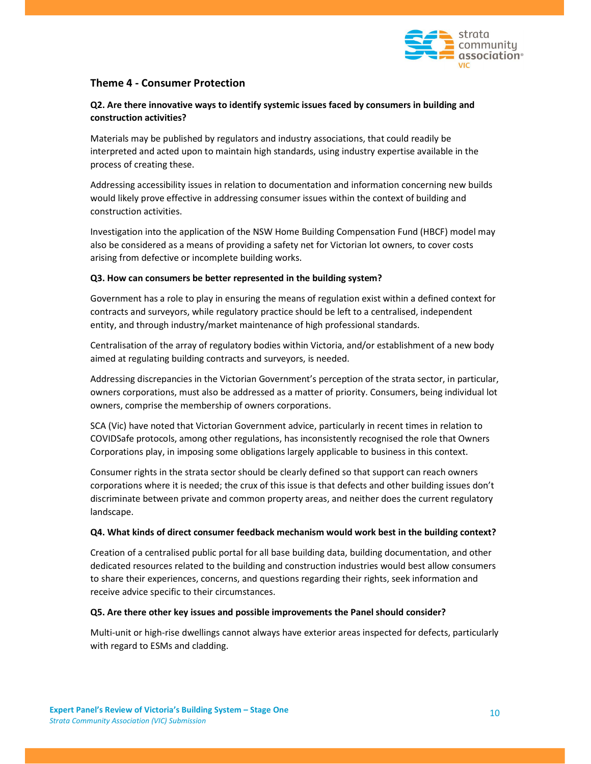## Theme 4 - Consumer Protection

**Q2. Are there innovative ways to identify systemic issues faced by consumers in building and construction activities?**

Materials may be published by regulators and industry associations, that could readily be interpreted and acted upon to maintain high standards, using industry expertise available in the process of creating these.

Addressing accessibility issues in relation to documentation and information concerning new builds would likely prove effective in addressing consumer issues within the context of building and construction activities.

Investigation into the application of the NSW Home Building Compensation Fund (HBCF) model may also be considered as a means of providing a safety net for Victorian lot owners, to cover costs arising from defective or incomplete building works.

**Q3. How can consumers be better represented in the building system?**

Government has a role to play in ensuring the means of regulation exist within a defined context for contracts and surveyors, while regulatory practice should be left to a centralised, independent entity, and through industry/market maintenance of high professional standards.

Centralisation of the array of regulatory bodies within Victoria, and/or establishment of a new body aimed at regulating building contracts and surveyors, is needed.

Addressing discrepancies in the Victorian Government's perception of the strata sector, in particular, owners corporations, must also be addressed as a matter of priority. Consumers, being individual lot owners, comprise the membership of owners corporations.

SCA (Vic) have noted that Victorian Government advice, particularly in recent times in relation to COVIDSafe protocols, among other regulations, has inconsistently recognised the role that Owners Corporations play, in imposing some obligations largely applicable to business in this context.

Consumer rights in the strata sector should be clearly defined so that support can reach owners corporations where it is needed; the crux of this issue is that defects and other building issues don't discriminate between private and common property areas, and neither does the current regulatory landscape.

**Q4. What kinds of direct consumer feedback mechanism would work best in the building context?**

Creation of a centralised public portal for all base building data, building documentation, and other dedicated resources related to the building and construction industries would best allow consumers to share their experiences, concerns, and questions regarding their rights, seek information and receive advice specific to their circumstances.

**Q5. Are there other key issues and possible improvements the Panel should consider?**

Multi-unit or high-rise dwellings cannot always have exterior areas inspected for defects, particularly with regard to ESMs and cladding.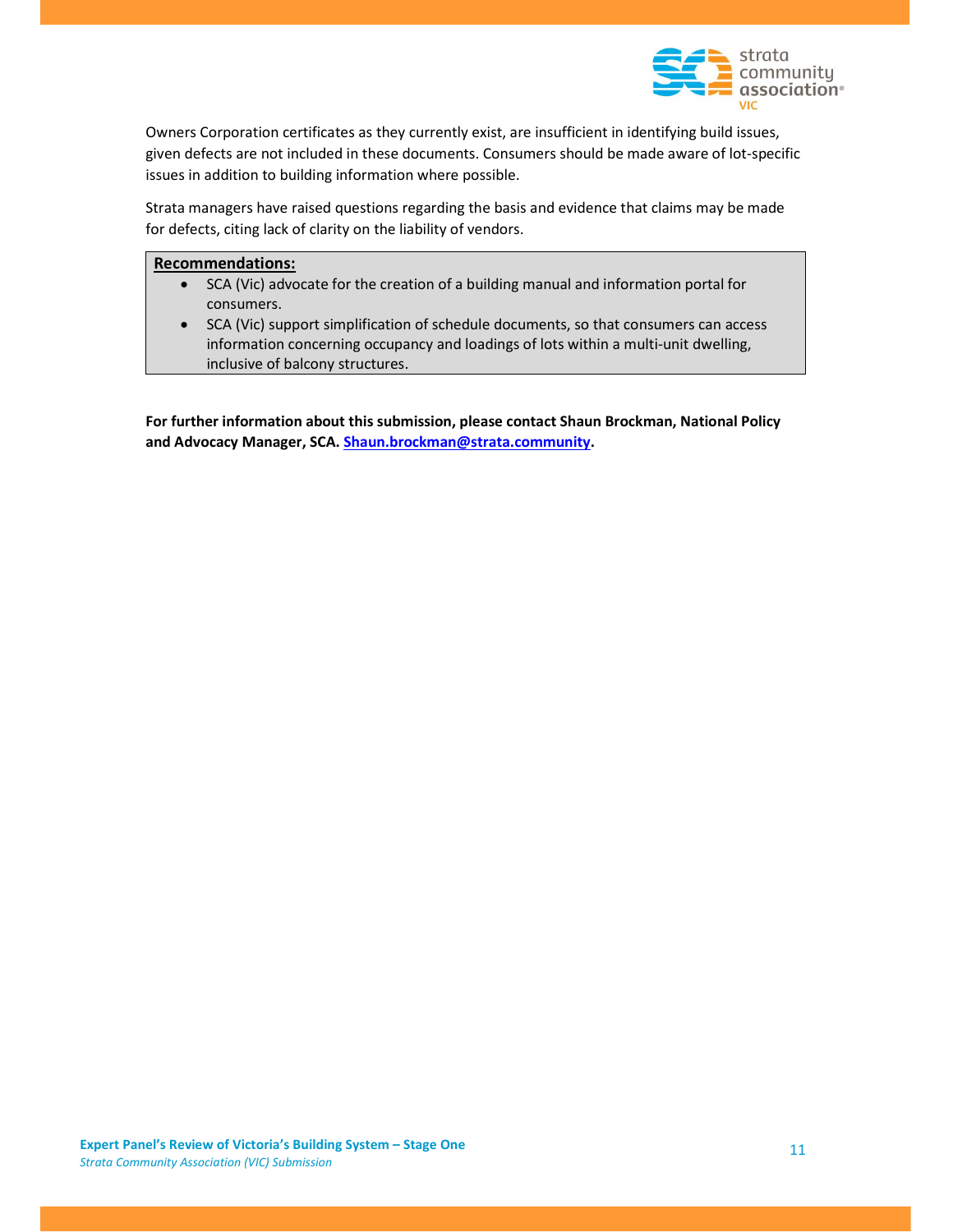Owners Corporation certificates as they currently exist, are insufficient in identifying build issues, given defects are not included in these documents. Consumers should be made aware of lot-specific issues in addition to building information where possible.

Strata managers have raised questions regarding the basis and evidence that claims may be made for defects, citing lack of clarity on the liability of vendors.

**Recommendations:**

- SCA (Vic) advocate for the creation of a building manual and information portal for consumers.
- SCA (Vic) support simplification of schedule documents, so that consumers can access information concerning occupancy and loadings of lots within a multi-unit dwelling, inclusive of balcony structures.

**For further information about this submission, please contact Shaun Brockman, National Policy and Advocacy Manager, SCA. Shaun.brockman@strata.community.**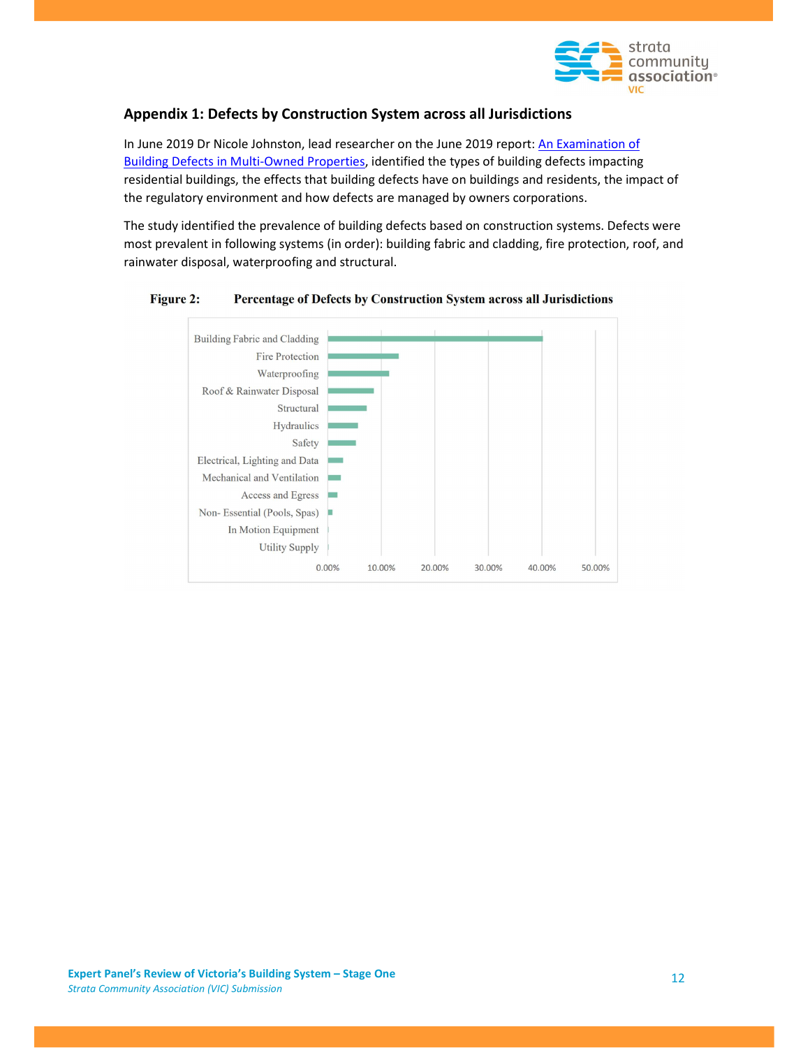## Appendix 1: Defects by Construction System across all Jurisdictions

In June 2019 Dr Nicole Johnston, lead researcher on the June 2019 report: An Examination of Building Defects in Multi-Owned Properties, identified the types of building defects impacting residential buildings, the effects that building defects have on buildings and residents, the impact of the regulatory environment and how defects are managed by owners corporations.

The study identified the prevalence of building defects based on construction systems. Defects were most prevalent in following systems (in order): building fabric and cladding, fire protection, roof, and rainwater disposal, waterproofing and structural.

**Figure 2: Percentage of Defects by Construction System across all Jurisdictions**

Building Fabric and Cladding
Fire Protection
Waterproofing
Roof & Rainwater Disposal
Structural
Hydraulics
Safety
Electrical, Lighting and Data
Mechanical and Ventilation
Access and Egress
Non- Essential (Pools, Spas)
In Motion Equipment
Utility Supply

0.00% 10.00% 20.00% 30.00% 40.00% 50.00%